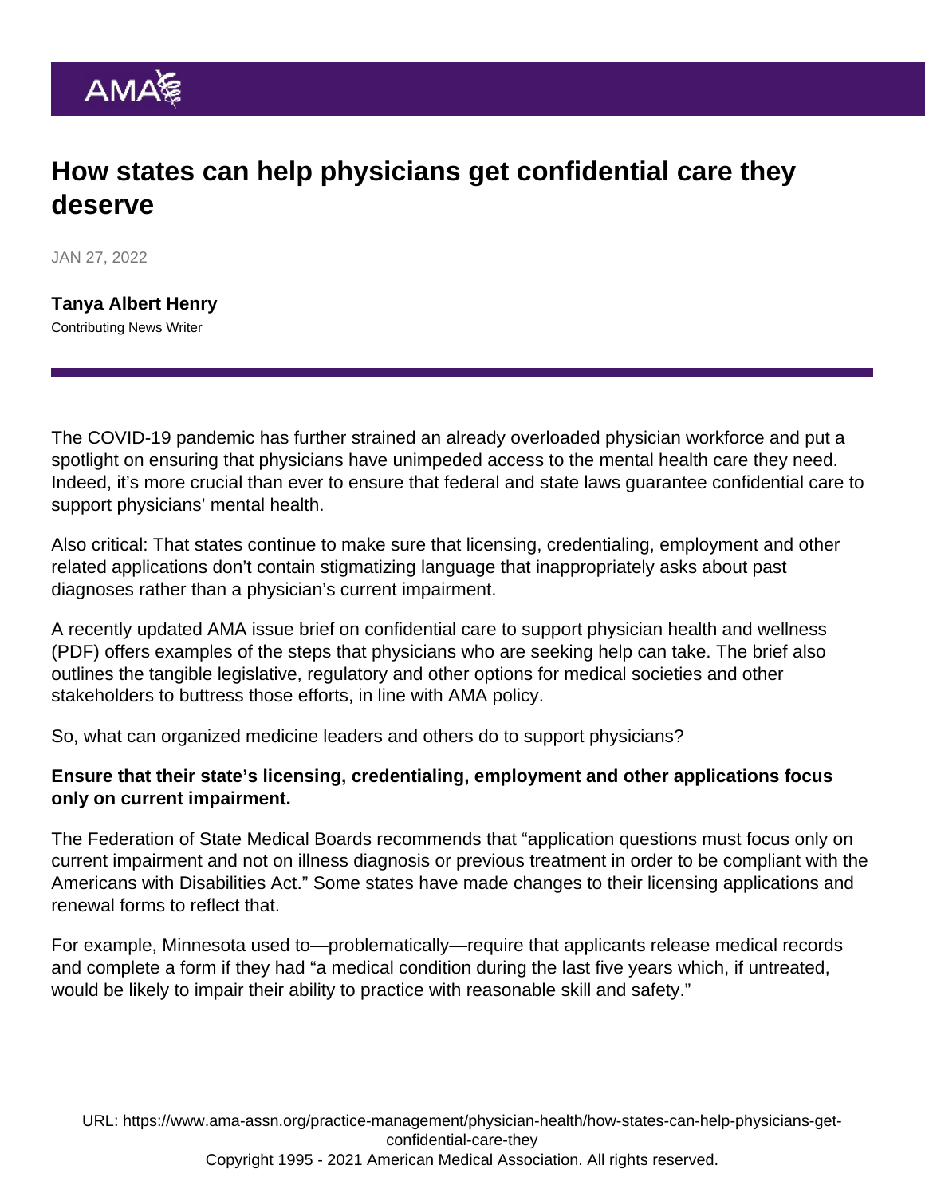# How states can help physicians get confidential care they deserve

JAN 27, 2022

**Tanya Albert Henry**
Contributing News Writer

The COVID-19 pandemic has further strained an already overloaded physician workforce and put a spotlight on ensuring that physicians have unimpeded access to the mental health care they need. Indeed, it's more crucial than ever to ensure that federal and state laws guarantee confidential care to support physicians' mental health.

Also critical: That states continue to make sure that licensing, credentialing, employment and other related applications don't contain stigmatizing language that inappropriately asks about past diagnoses rather than a physician's current impairment.

A recently updated AMA issue brief on confidential care to support physician health and wellness (PDF) offers examples of the steps that physicians who are seeking help can take. The brief also outlines the tangible legislative, regulatory and other options for medical societies and other stakeholders to buttress those efforts, in line with AMA policy.

So, what can organized medicine leaders and others do to support physicians?

**Ensure that their state's licensing, credentialing, employment and other applications focus only on current impairment.**

The Federation of State Medical Boards recommends that "application questions must focus only on current impairment and not on illness diagnosis or previous treatment in order to be compliant with the Americans with Disabilities Act." Some states have made changes to their licensing applications and renewal forms to reflect that.

For example, Minnesota used to—problematically—require that applicants release medical records and complete a form if they had "a medical condition during the last five years which, if untreated, would be likely to impair their ability to practice with reasonable skill and safety."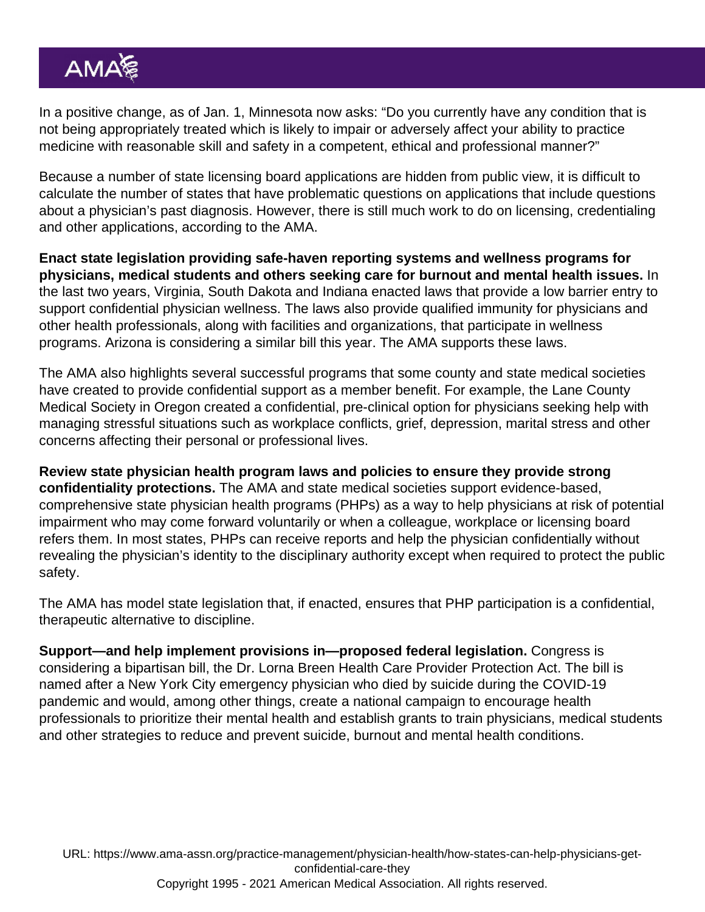In a positive change, as of Jan. 1, Minnesota now asks: “Do you currently have any condition that is not being appropriately treated which is likely to impair or adversely affect your ability to practice medicine with reasonable skill and safety in a competent, ethical and professional manner?”

Because a number of state licensing board applications are hidden from public view, it is difficult to calculate the number of states that have problematic questions on applications that include questions about a physician’s past diagnosis. However, there is still much work to do on licensing, credentialing and other applications, according to the AMA.

**Enact state legislation providing safe-haven reporting systems and wellness programs for physicians, medical students and others seeking care for burnout and mental health issues.** In the last two years, Virginia, South Dakota and Indiana enacted laws that provide a low barrier entry to support confidential physician wellness. The laws also provide qualified immunity for physicians and other health professionals, along with facilities and organizations, that participate in wellness programs. Arizona is considering a similar bill this year. The AMA supports these laws.

The AMA also highlights several successful programs that some county and state medical societies have created to provide confidential support as a member benefit. For example, the Lane County Medical Society in Oregon created a confidential, pre-clinical option for physicians seeking help with managing stressful situations such as workplace conflicts, grief, depression, marital stress and other concerns affecting their personal or professional lives.

**Review state physician health program laws and policies to ensure they provide strong confidentiality protections.** The AMA and state medical societies support evidence-based, comprehensive state physician health programs (PHPs) as a way to help physicians at risk of potential impairment who may come forward voluntarily or when a colleague, workplace or licensing board refers them. In most states, PHPs can receive reports and help the physician confidentially without revealing the physician’s identity to the disciplinary authority except when required to protect the public safety.

The AMA has model state legislation that, if enacted, ensures that PHP participation is a confidential, therapeutic alternative to discipline.

**Support—and help implement provisions in—proposed federal legislation.** Congress is considering a bipartisan bill, the Dr. Lorna Breen Health Care Provider Protection Act. The bill is named after a New York City emergency physician who died by suicide during the COVID-19 pandemic and would, among other things, create a national campaign to encourage health professionals to prioritize their mental health and establish grants to train physicians, medical students and other strategies to reduce and prevent suicide, burnout and mental health conditions.